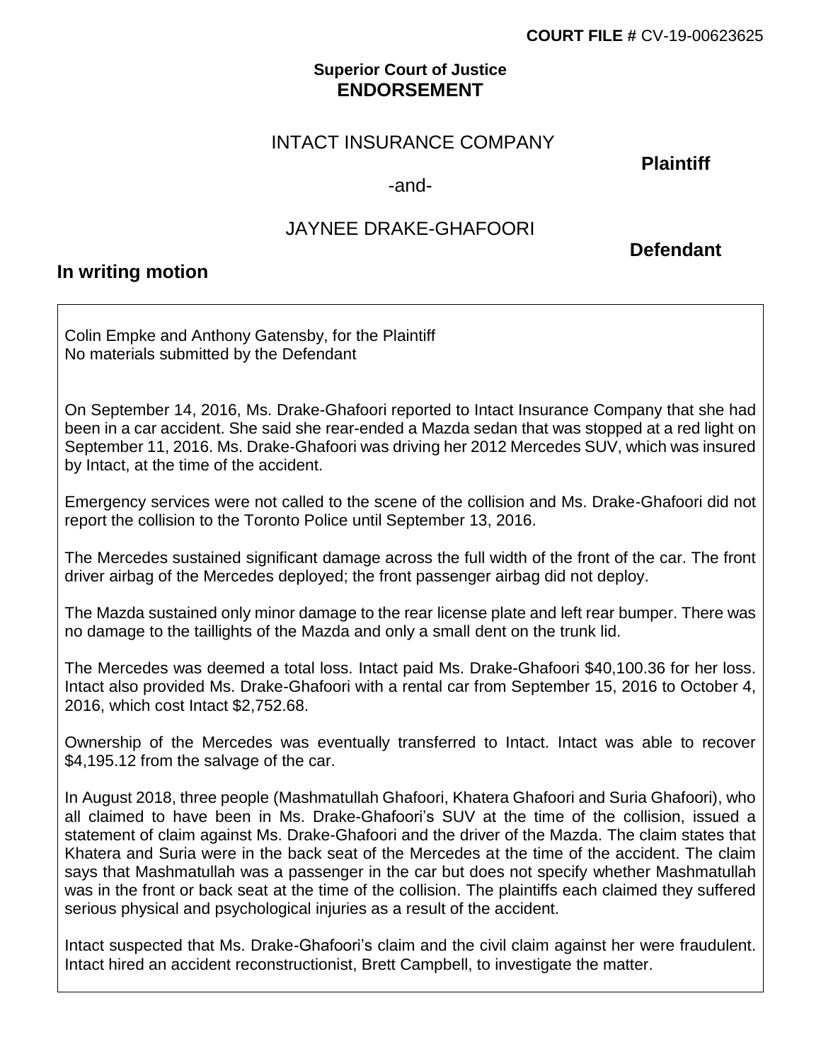**COURT FILE #** CV-19-00623625

**Superior Court of Justice**
**ENDORSEMENT**

INTACT INSURANCE COMPANY

**Plaintiff**

-and-

JAYNEE DRAKE-GHAFOORI

**Defendant**

## In writing motion

Colin Empke and Anthony Gatensby, for the Plaintiff
No materials submitted by the Defendant

On September 14, 2016, Ms. Drake-Ghafoori reported to Intact Insurance Company that she had been in a car accident. She said she rear-ended a Mazda sedan that was stopped at a red light on September 11, 2016. Ms. Drake-Ghafoori was driving her 2012 Mercedes SUV, which was insured by Intact, at the time of the accident.

Emergency services were not called to the scene of the collision and Ms. Drake-Ghafoori did not report the collision to the Toronto Police until September 13, 2016.

The Mercedes sustained significant damage across the full width of the front of the car. The front driver airbag of the Mercedes deployed; the front passenger airbag did not deploy.

The Mazda sustained only minor damage to the rear license plate and left rear bumper. There was no damage to the taillights of the Mazda and only a small dent on the trunk lid.

The Mercedes was deemed a total loss. Intact paid Ms. Drake-Ghafoori $40,100.36 for her loss. Intact also provided Ms. Drake-Ghafoori with a rental car from September 15, 2016 to October 4, 2016, which cost Intact $2,752.68.

Ownership of the Mercedes was eventually transferred to Intact. Intact was able to recover $4,195.12 from the salvage of the car.

In August 2018, three people (Mashmatullah Ghafoori, Khatera Ghafoori and Suria Ghafoori), who all claimed to have been in Ms. Drake-Ghafoori's SUV at the time of the collision, issued a statement of claim against Ms. Drake-Ghafoori and the driver of the Mazda. The claim states that Khatera and Suria were in the back seat of the Mercedes at the time of the accident. The claim says that Mashmatullah was a passenger in the car but does not specify whether Mashmatullah was in the front or back seat at the time of the collision. The plaintiffs each claimed they suffered serious physical and psychological injuries as a result of the accident.

Intact suspected that Ms. Drake-Ghafoori's claim and the civil claim against her were fraudulent. Intact hired an accident reconstructionist, Brett Campbell, to investigate the matter.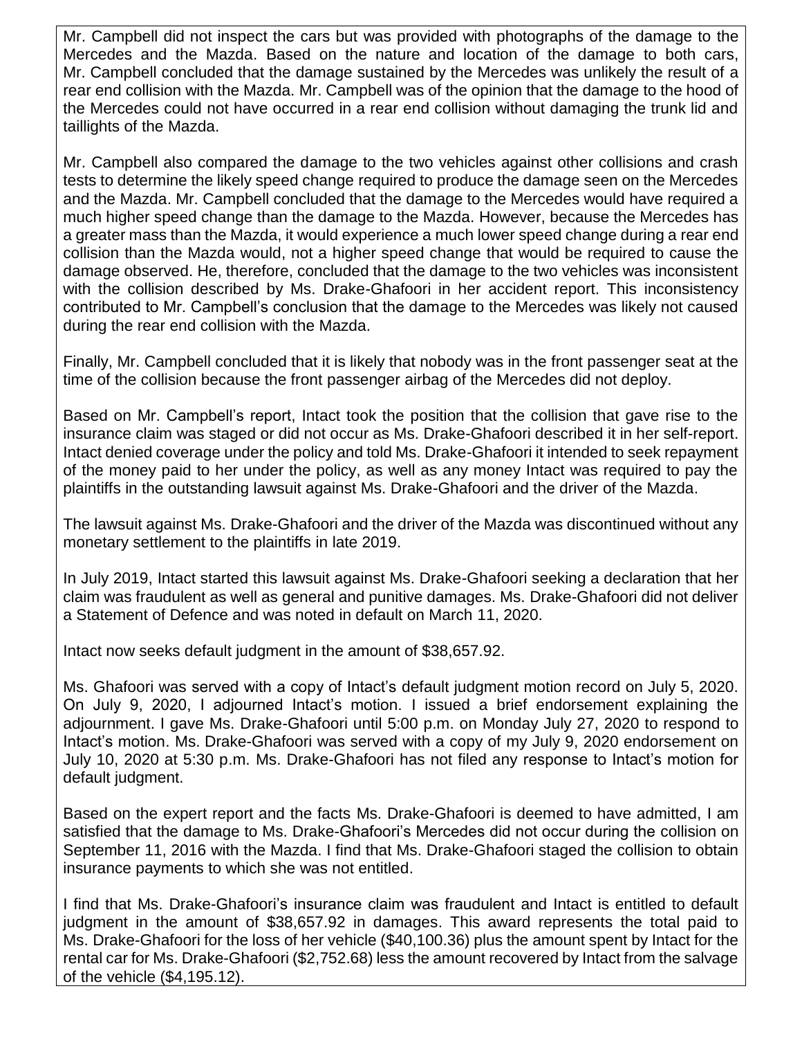Mr. Campbell did not inspect the cars but was provided with photographs of the damage to the Mercedes and the Mazda. Based on the nature and location of the damage to both cars, Mr. Campbell concluded that the damage sustained by the Mercedes was unlikely the result of a rear end collision with the Mazda. Mr. Campbell was of the opinion that the damage to the hood of the Mercedes could not have occurred in a rear end collision without damaging the trunk lid and taillights of the Mazda.

Mr. Campbell also compared the damage to the two vehicles against other collisions and crash tests to determine the likely speed change required to produce the damage seen on the Mercedes and the Mazda. Mr. Campbell concluded that the damage to the Mercedes would have required a much higher speed change than the damage to the Mazda. However, because the Mercedes has a greater mass than the Mazda, it would experience a much lower speed change during a rear end collision than the Mazda would, not a higher speed change that would be required to cause the damage observed. He, therefore, concluded that the damage to the two vehicles was inconsistent with the collision described by Ms. Drake-Ghafoori in her accident report. This inconsistency contributed to Mr. Campbell's conclusion that the damage to the Mercedes was likely not caused during the rear end collision with the Mazda.

Finally, Mr. Campbell concluded that it is likely that nobody was in the front passenger seat at the time of the collision because the front passenger airbag of the Mercedes did not deploy.

Based on Mr. Campbell's report, Intact took the position that the collision that gave rise to the insurance claim was staged or did not occur as Ms. Drake-Ghafoori described it in her self-report. Intact denied coverage under the policy and told Ms. Drake-Ghafoori it intended to seek repayment of the money paid to her under the policy, as well as any money Intact was required to pay the plaintiffs in the outstanding lawsuit against Ms. Drake-Ghafoori and the driver of the Mazda.

The lawsuit against Ms. Drake-Ghafoori and the driver of the Mazda was discontinued without any monetary settlement to the plaintiffs in late 2019.

In July 2019, Intact started this lawsuit against Ms. Drake-Ghafoori seeking a declaration that her claim was fraudulent as well as general and punitive damages. Ms. Drake-Ghafoori did not deliver a Statement of Defence and was noted in default on March 11, 2020.

Intact now seeks default judgment in the amount of $38,657.92.

Ms. Ghafoori was served with a copy of Intact's default judgment motion record on July 5, 2020. On July 9, 2020, I adjourned Intact's motion. I issued a brief endorsement explaining the adjournment. I gave Ms. Drake-Ghafoori until 5:00 p.m. on Monday July 27, 2020 to respond to Intact's motion. Ms. Drake-Ghafoori was served with a copy of my July 9, 2020 endorsement on July 10, 2020 at 5:30 p.m. Ms. Drake-Ghafoori has not filed any response to Intact's motion for default judgment.

Based on the expert report and the facts Ms. Drake-Ghafoori is deemed to have admitted, I am satisfied that the damage to Ms. Drake-Ghafoori's Mercedes did not occur during the collision on September 11, 2016 with the Mazda. I find that Ms. Drake-Ghafoori staged the collision to obtain insurance payments to which she was not entitled.

I find that Ms. Drake-Ghafoori's insurance claim was fraudulent and Intact is entitled to default judgment in the amount of $38,657.92 in damages. This award represents the total paid to Ms. Drake-Ghafoori for the loss of her vehicle ($40,100.36) plus the amount spent by Intact for the rental car for Ms. Drake-Ghafoori ($2,752.68) less the amount recovered by Intact from the salvage of the vehicle ($4,195.12).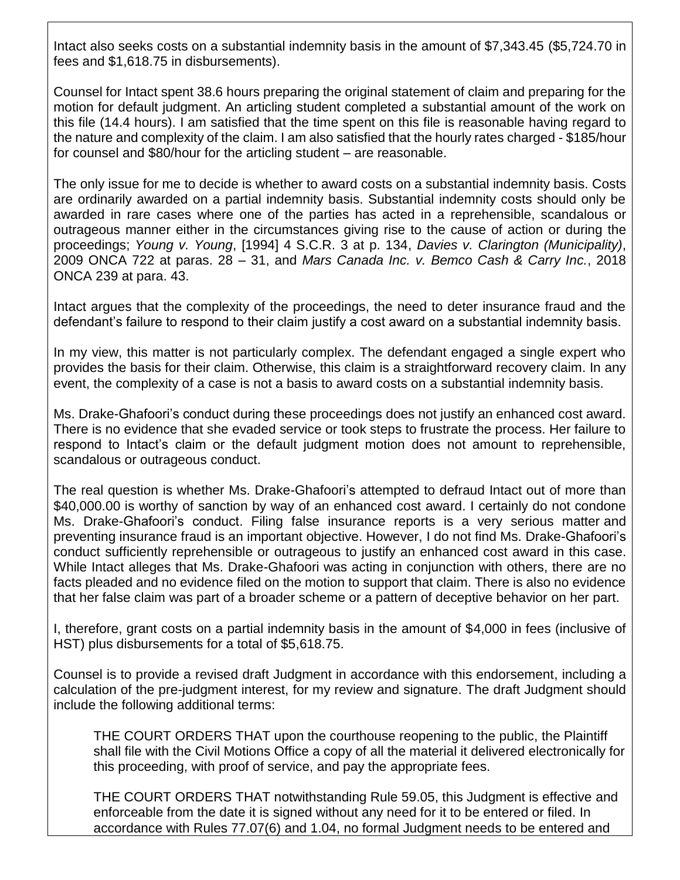Intact also seeks costs on a substantial indemnity basis in the amount of $7,343.45 ($5,724.70 in fees and $1,618.75 in disbursements).

Counsel for Intact spent 38.6 hours preparing the original statement of claim and preparing for the motion for default judgment. An articling student completed a substantial amount of the work on this file (14.4 hours). I am satisfied that the time spent on this file is reasonable having regard to the nature and complexity of the claim. I am also satisfied that the hourly rates charged - $185/hour for counsel and $80/hour for the articling student – are reasonable.

The only issue for me to decide is whether to award costs on a substantial indemnity basis. Costs are ordinarily awarded on a partial indemnity basis. Substantial indemnity costs should only be awarded in rare cases where one of the parties has acted in a reprehensible, scandalous or outrageous manner either in the circumstances giving rise to the cause of action or during the proceedings; *Young v. Young*, [1994] 4 S.C.R. 3 at p. 134, *Davies v. Clarington (Municipality)*, 2009 ONCA 722 at paras. 28 – 31, and *Mars Canada Inc. v. Bemco Cash & Carry Inc.*, 2018 ONCA 239 at para. 43.

Intact argues that the complexity of the proceedings, the need to deter insurance fraud and the defendant's failure to respond to their claim justify a cost award on a substantial indemnity basis.

In my view, this matter is not particularly complex. The defendant engaged a single expert who provides the basis for their claim. Otherwise, this claim is a straightforward recovery claim. In any event, the complexity of a case is not a basis to award costs on a substantial indemnity basis.

Ms. Drake-Ghafoori's conduct during these proceedings does not justify an enhanced cost award. There is no evidence that she evaded service or took steps to frustrate the process. Her failure to respond to Intact's claim or the default judgment motion does not amount to reprehensible, scandalous or outrageous conduct.

The real question is whether Ms. Drake-Ghafoori's attempted to defraud Intact out of more than $40,000.00 is worthy of sanction by way of an enhanced cost award. I certainly do not condone Ms. Drake-Ghafoori's conduct. Filing false insurance reports is a very serious matter and preventing insurance fraud is an important objective. However, I do not find Ms. Drake-Ghafoori's conduct sufficiently reprehensible or outrageous to justify an enhanced cost award in this case. While Intact alleges that Ms. Drake-Ghafoori was acting in conjunction with others, there are no facts pleaded and no evidence filed on the motion to support that claim. There is also no evidence that her false claim was part of a broader scheme or a pattern of deceptive behavior on her part.

I, therefore, grant costs on a partial indemnity basis in the amount of $4,000 in fees (inclusive of HST) plus disbursements for a total of $5,618.75.

Counsel is to provide a revised draft Judgment in accordance with this endorsement, including a calculation of the pre-judgment interest, for my review and signature. The draft Judgment should include the following additional terms:

> THE COURT ORDERS THAT upon the courthouse reopening to the public, the Plaintiff shall file with the Civil Motions Office a copy of all the material it delivered electronically for this proceeding, with proof of service, and pay the appropriate fees.
>
> THE COURT ORDERS THAT notwithstanding Rule 59.05, this Judgment is effective and enforceable from the date it is signed without any need for it to be entered or filed. In accordance with Rules 77.07(6) and 1.04, no formal Judgment needs to be entered and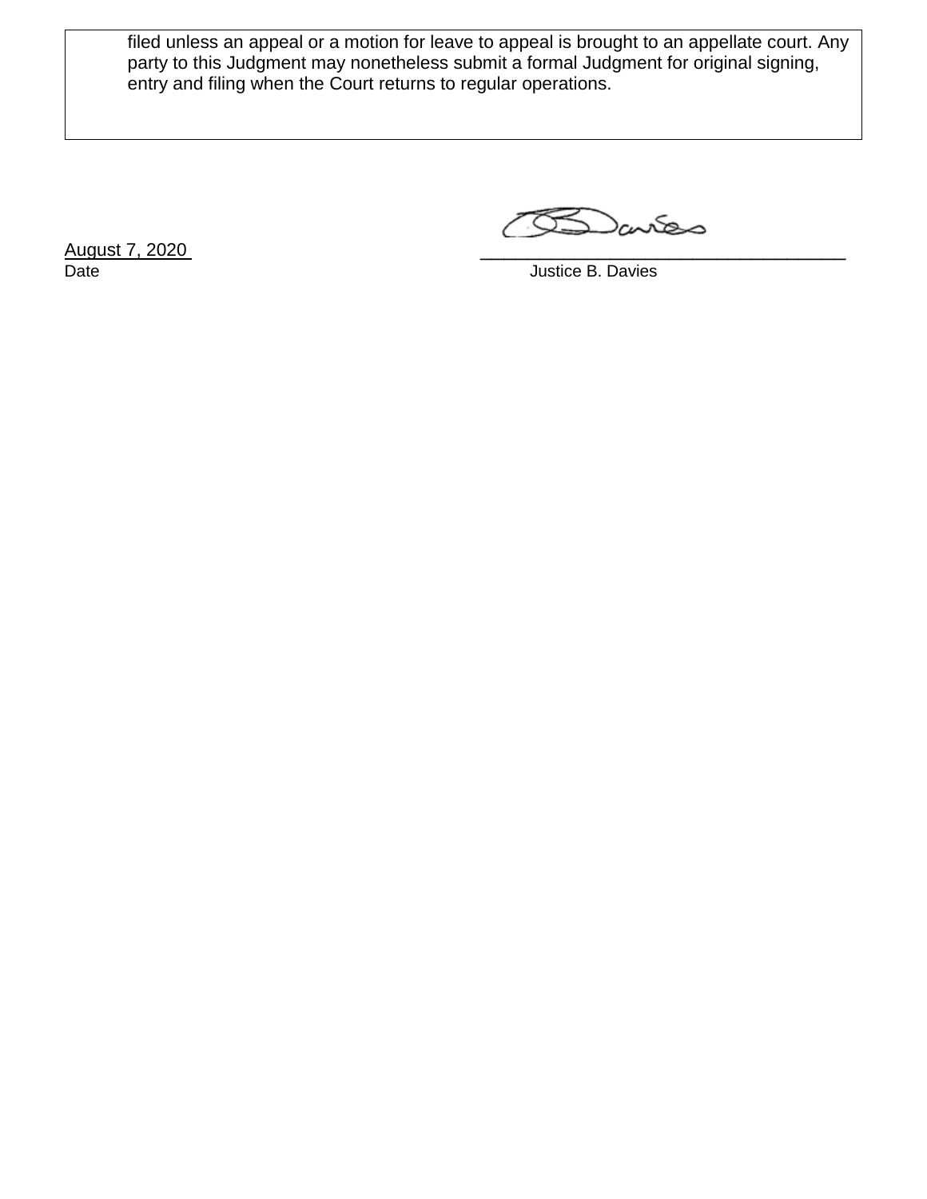filed unless an appeal or a motion for leave to appeal is brought to an appellate court. Any party to this Judgment may nonetheless submit a formal Judgment for original signing, entry and filing when the Court returns to regular operations.

August 7, 2020
Date

Justice B. Davies